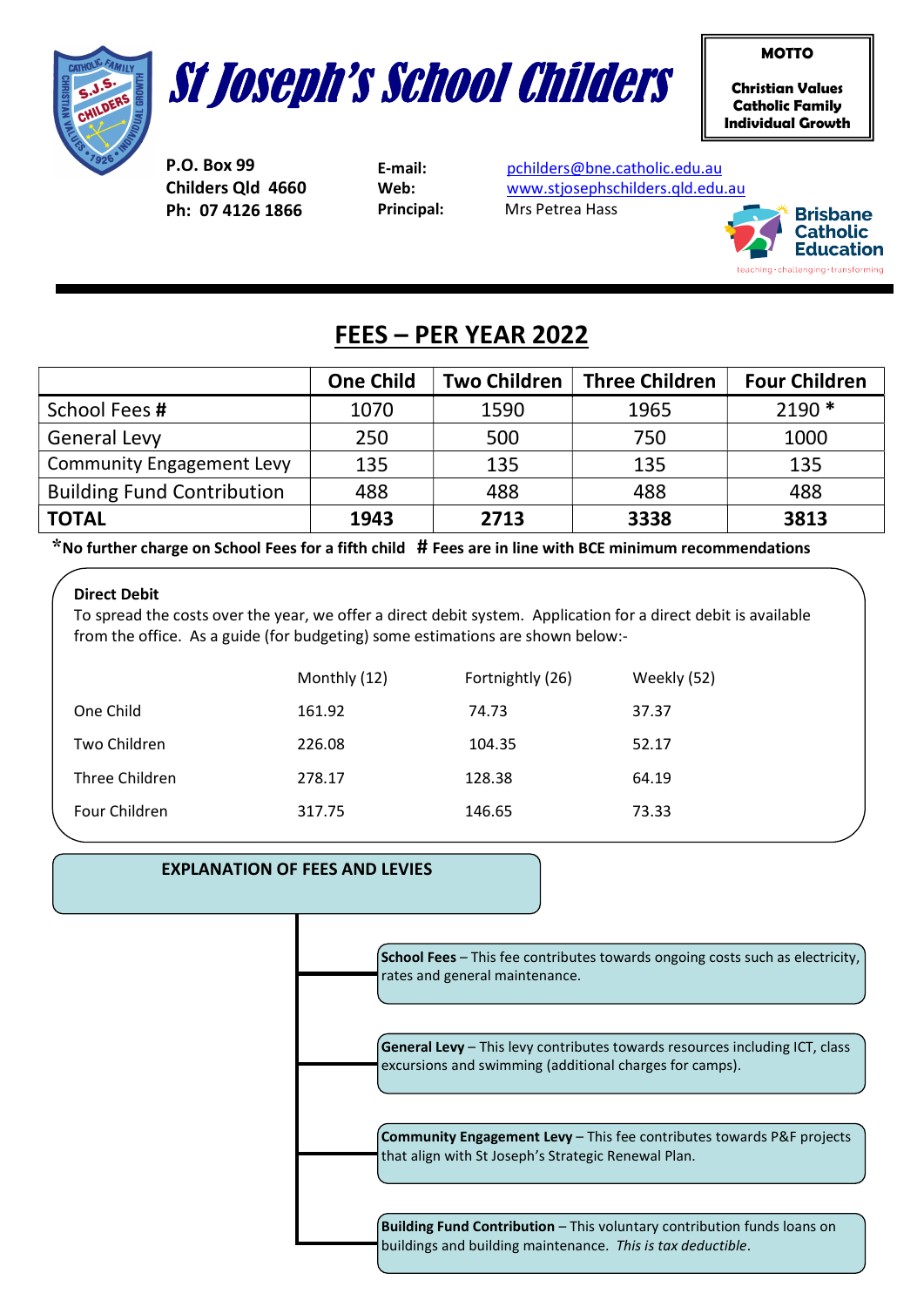# St Joseph's School Childers

**MOTTO**

**Christian Values**
**Catholic Family**
**Individual Growth**

**P.O. Box 99**
**Childers Qld 4660**
**Ph: 07 4126 1866**

**E-mail:** pchilders@bne.catholic.edu.au
**Web:** www.stjosephschilders.qld.edu.au
**Principal:** Mrs Petrea Hass

Brisbane Catholic Education
teaching · challenging · transforming

## FEES – PER YEAR 2022

| | One Child | Two Children | Three Children | Four Children |
|---|---|---|---|---|
| School Fees **#** | 1070 | 1590 | 1965 | 2190 **\*** |
| General Levy | 250 | 500 | 750 | 1000 |
| Community Engagement Levy | 135 | 135 | 135 | 135 |
| Building Fund Contribution | 488 | 488 | 488 | 488 |
| **TOTAL** | **1943** | **2713** | **3338** | **3813** |

**\*No further charge on School Fees for a fifth child # Fees are in line with BCE minimum recommendations**

**Direct Debit**

To spread the costs over the year, we offer a direct debit system. Application for a direct debit is available from the office. As a guide (for budgeting) some estimations are shown below:-

| | Monthly (12) | Fortnightly (26) | Weekly (52) |
|---|---|---|---|
| One Child | 161.92 | 74.73 | 37.37 |
| Two Children | 226.08 | 104.35 | 52.17 |
| Three Children | 278.17 | 128.38 | 64.19 |
| Four Children | 317.75 | 146.65 | 73.33 |

**EXPLANATION OF FEES AND LEVIES**

**School Fees** – This fee contributes towards ongoing costs such as electricity, rates and general maintenance.

**General Levy** – This levy contributes towards resources including ICT, class excursions and swimming (additional charges for camps).

**Community Engagement Levy** – This fee contributes towards P&F projects that align with St Joseph's Strategic Renewal Plan.

**Building Fund Contribution** – This voluntary contribution funds loans on buildings and building maintenance. *This is tax deductible*.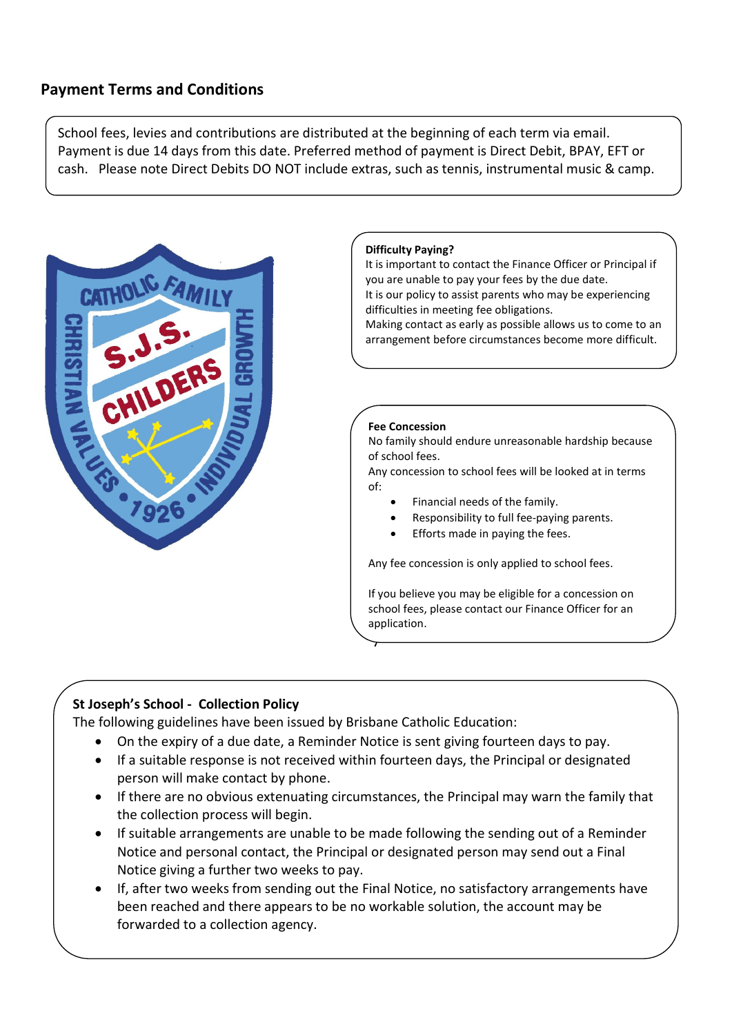## Payment Terms and Conditions

School fees, levies and contributions are distributed at the beginning of each term via email. Payment is due 14 days from this date. Preferred method of payment is Direct Debit, BPAY, EFT or cash. Please note Direct Debits DO NOT include extras, such as tennis, instrumental music & camp.

**Difficulty Paying?**

It is important to contact the Finance Officer or Principal if you are unable to pay your fees by the due date.
It is our policy to assist parents who may be experiencing difficulties in meeting fee obligations.
Making contact as early as possible allows us to come to an arrangement before circumstances become more difficult.

**Fee Concession**

No family should endure unreasonable hardship because of school fees.
Any concession to school fees will be looked at in terms of:

- Financial needs of the family.
- Responsibility to full fee-paying parents.
- Efforts made in paying the fees.

Any fee concession is only applied to school fees.

If you believe you may be eligible for a concession on school fees, please contact our Finance Officer for an application.

**St Joseph's School - Collection Policy**

The following guidelines have been issued by Brisbane Catholic Education:

- On the expiry of a due date, a Reminder Notice is sent giving fourteen days to pay.
- If a suitable response is not received within fourteen days, the Principal or designated person will make contact by phone.
- If there are no obvious extenuating circumstances, the Principal may warn the family that the collection process will begin.
- If suitable arrangements are unable to be made following the sending out of a Reminder Notice and personal contact, the Principal or designated person may send out a Final Notice giving a further two weeks to pay.
- If, after two weeks from sending out the Final Notice, no satisfactory arrangements have been reached and there appears to be no workable solution, the account may be forwarded to a collection agency.